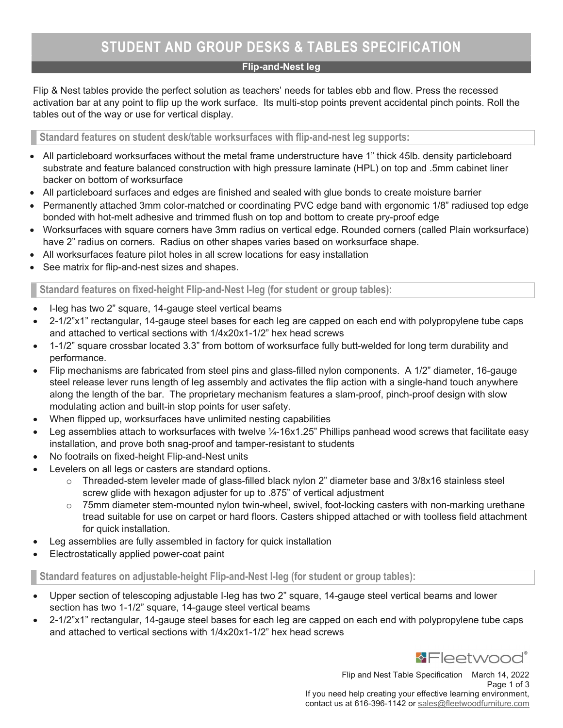# STUDENT AND GROUP DESKS & TABLES SPECIFICATION

**Flip-and-Nest leg**

Flip & Nest tables provide the perfect solution as teachers' needs for tables ebb and flow. Press the recessed activation bar at any point to flip up the work surface. Its multi-stop points prevent accidental pinch points. Roll the tables out of the way or use for vertical display.

## Standard features on student desk/table worksurfaces with flip-and-nest leg supports:

- All particleboard worksurfaces without the metal frame understructure have 1" thick 45lb. density particleboard substrate and feature balanced construction with high pressure laminate (HPL) on top and .5mm cabinet liner backer on bottom of worksurface
- All particleboard surfaces and edges are finished and sealed with glue bonds to create moisture barrier
- Permanently attached 3mm color-matched or coordinating PVC edge band with ergonomic 1/8" radiused top edge bonded with hot-melt adhesive and trimmed flush on top and bottom to create pry-proof edge
- Worksurfaces with square corners have 3mm radius on vertical edge. Rounded corners (called Plain worksurface) have 2" radius on corners. Radius on other shapes varies based on worksurface shape.
- All worksurfaces feature pilot holes in all screw locations for easy installation
- See matrix for flip-and-nest sizes and shapes.

## Standard features on fixed-height Flip-and-Nest I-leg (for student or group tables):

- I-leg has two 2" square, 14-gauge steel vertical beams
- 2-1/2"x1" rectangular, 14-gauge steel bases for each leg are capped on each end with polypropylene tube caps and attached to vertical sections with 1/4x20x1-1/2" hex head screws
- 1-1/2" square crossbar located 3.3" from bottom of worksurface fully butt-welded for long term durability and performance.
- Flip mechanisms are fabricated from steel pins and glass-filled nylon components. A 1/2" diameter, 16-gauge steel release lever runs length of leg assembly and activates the flip action with a single-hand touch anywhere along the length of the bar. The proprietary mechanism features a slam-proof, pinch-proof design with slow modulating action and built-in stop points for user safety.
- When flipped up, worksurfaces have unlimited nesting capabilities
- Leg assemblies attach to worksurfaces with twelve ¼-16x1.25" Phillips panhead wood screws that facilitate easy installation, and prove both snag-proof and tamper-resistant to students
- No footrails on fixed-height Flip-and-Nest units
- Levelers on all legs or casters are standard options.
  - Threaded-stem leveler made of glass-filled black nylon 2" diameter base and 3/8x16 stainless steel screw glide with hexagon adjuster for up to .875" of vertical adjustment
  - 75mm diameter stem-mounted nylon twin-wheel, swivel, foot-locking casters with non-marking urethane tread suitable for use on carpet or hard floors. Casters shipped attached or with toolless field attachment for quick installation.
- Leg assemblies are fully assembled in factory for quick installation
- Electrostatically applied power-coat paint

## Standard features on adjustable-height Flip-and-Nest I-leg (for student or group tables):

- Upper section of telescoping adjustable I-leg has two 2" square, 14-gauge steel vertical beams and lower section has two 1-1/2" square, 14-gauge steel vertical beams
- 2-1/2"x1" rectangular, 14-gauge steel bases for each leg are capped on each end with polypropylene tube caps and attached to vertical sections with 1/4x20x1-1/2" hex head screws

Fleetwood®

Flip and Nest Table Specification March 14, 2022

If you need help creating your effective learning environment, contact us at 616-396-1142 or sales@fleetwoodfurniture.com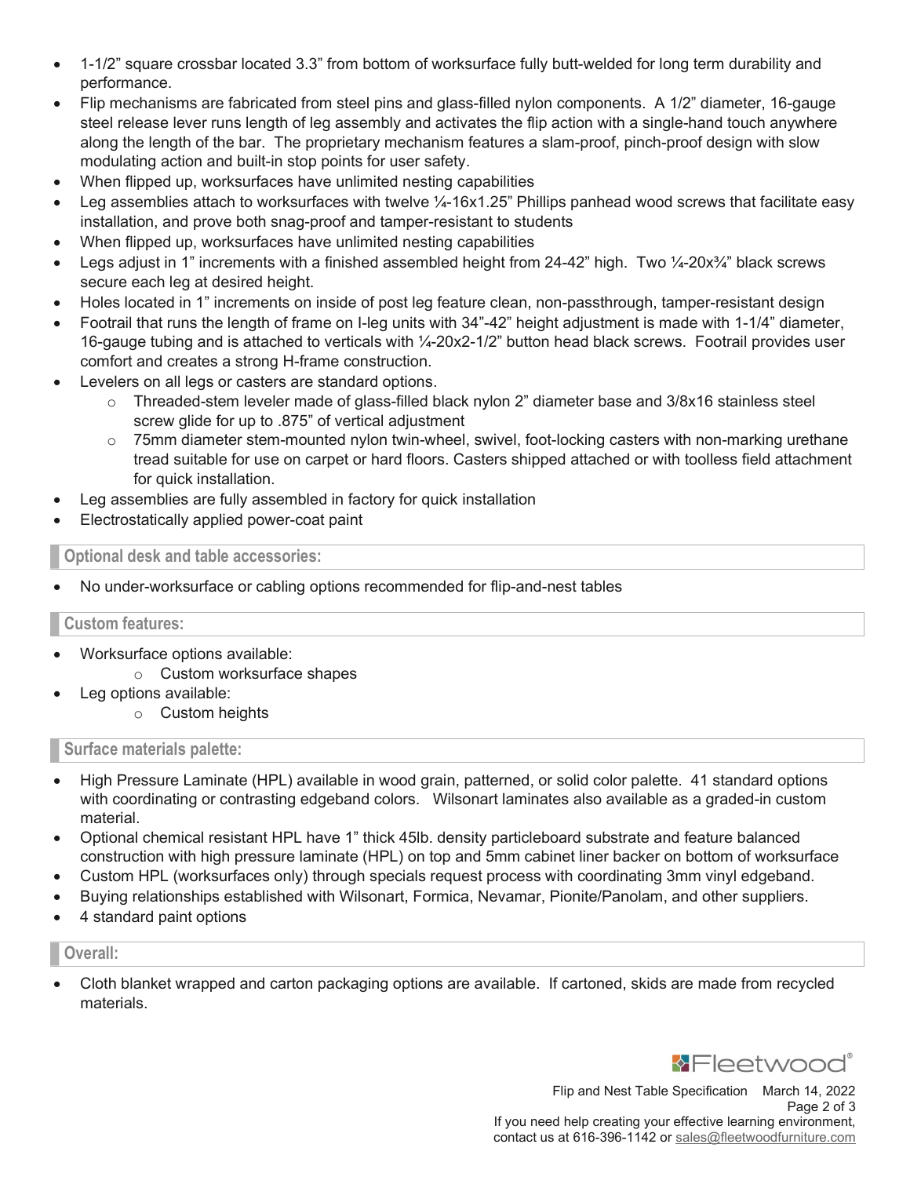- 1-1/2" square crossbar located 3.3" from bottom of worksurface fully butt-welded for long term durability and performance.
- Flip mechanisms are fabricated from steel pins and glass-filled nylon components. A 1/2" diameter, 16-gauge steel release lever runs length of leg assembly and activates the flip action with a single-hand touch anywhere along the length of the bar. The proprietary mechanism features a slam-proof, pinch-proof design with slow modulating action and built-in stop points for user safety.
- When flipped up, worksurfaces have unlimited nesting capabilities
- Leg assemblies attach to worksurfaces with twelve ¼-16x1.25" Phillips panhead wood screws that facilitate easy installation, and prove both snag-proof and tamper-resistant to students
- When flipped up, worksurfaces have unlimited nesting capabilities
- Legs adjust in 1" increments with a finished assembled height from 24-42" high. Two ¼-20x¾" black screws secure each leg at desired height.
- Holes located in 1" increments on inside of post leg feature clean, non-passthrough, tamper-resistant design
- Footrail that runs the length of frame on I-leg units with 34"-42" height adjustment is made with 1-1/4" diameter, 16-gauge tubing and is attached to verticals with ¼-20x2-1/2" button head black screws. Footrail provides user comfort and creates a strong H-frame construction.
- Levelers on all legs or casters are standard options.
  - Threaded-stem leveler made of glass-filled black nylon 2" diameter base and 3/8x16 stainless steel screw glide for up to .875" of vertical adjustment
  - 75mm diameter stem-mounted nylon twin-wheel, swivel, foot-locking casters with non-marking urethane tread suitable for use on carpet or hard floors. Casters shipped attached or with toolless field attachment for quick installation.
- Leg assemblies are fully assembled in factory for quick installation
- Electrostatically applied power-coat paint

## Optional desk and table accessories:

- No under-worksurface or cabling options recommended for flip-and-nest tables

## Custom features:

- Worksurface options available:
  - Custom worksurface shapes
- Leg options available:
  - Custom heights

## Surface materials palette:

- High Pressure Laminate (HPL) available in wood grain, patterned, or solid color palette. 41 standard options with coordinating or contrasting edgeband colors. Wilsonart laminates also available as a graded-in custom material.
- Optional chemical resistant HPL have 1" thick 45lb. density particleboard substrate and feature balanced construction with high pressure laminate (HPL) on top and 5mm cabinet liner backer on bottom of worksurface
- Custom HPL (worksurfaces only) through specials request process with coordinating 3mm vinyl edgeband.
- Buying relationships established with Wilsonart, Formica, Nevamar, Pionite/Panolam, and other suppliers.
- 4 standard paint options

## Overall:

- Cloth blanket wrapped and carton packaging options are available. If cartoned, skids are made from recycled materials.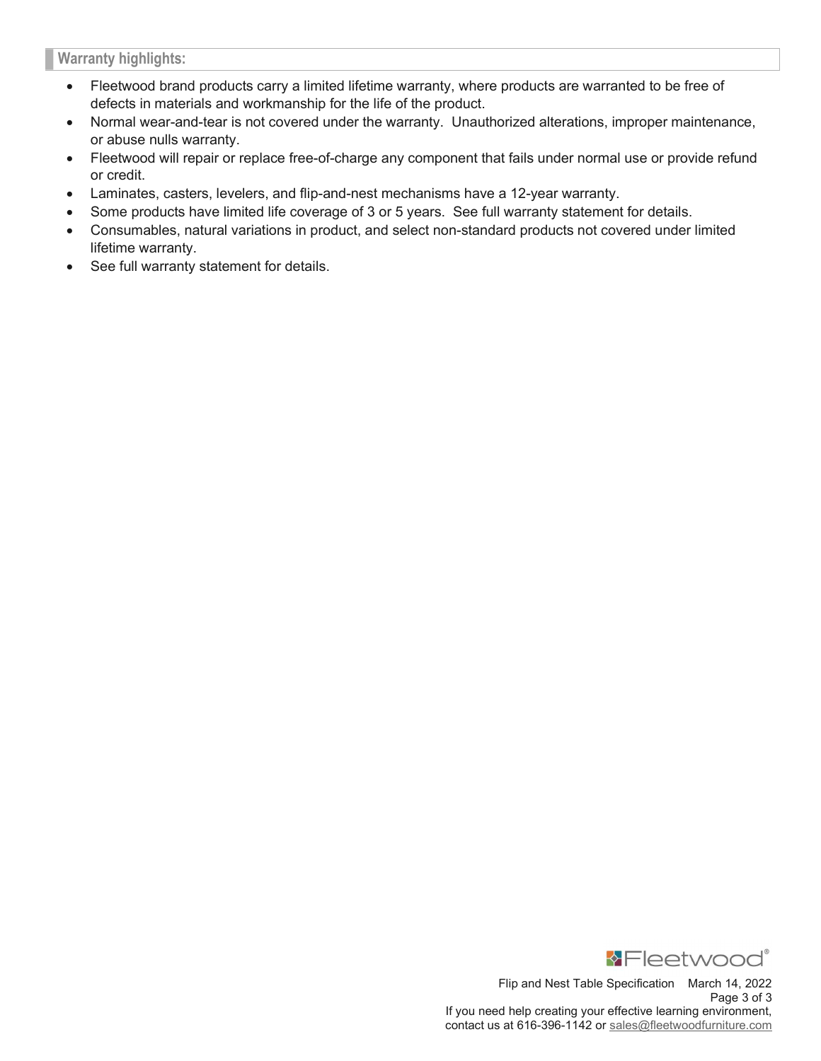## Warranty highlights:

- Fleetwood brand products carry a limited lifetime warranty, where products are warranted to be free of defects in materials and workmanship for the life of the product.
- Normal wear-and-tear is not covered under the warranty. Unauthorized alterations, improper maintenance, or abuse nulls warranty.
- Fleetwood will repair or replace free-of-charge any component that fails under normal use or provide refund or credit.
- Laminates, casters, levelers, and flip-and-nest mechanisms have a 12-year warranty.
- Some products have limited life coverage of 3 or 5 years. See full warranty statement for details.
- Consumables, natural variations in product, and select non-standard products not covered under limited lifetime warranty.
- See full warranty statement for details.

If you need help creating your effective learning environment, contact us at 616-396-1142 or sales@fleetwoodfurniture.com